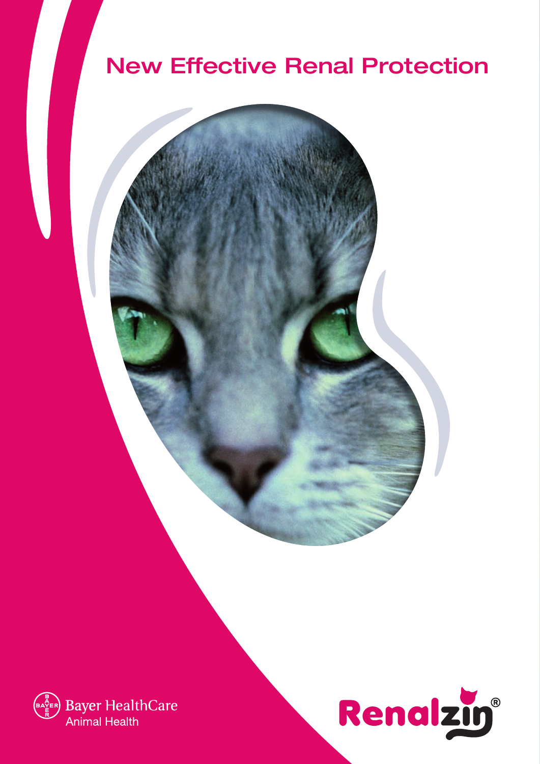# New Effective Renal Protection

Bayer HealthCare
Animal Health

Renalzin®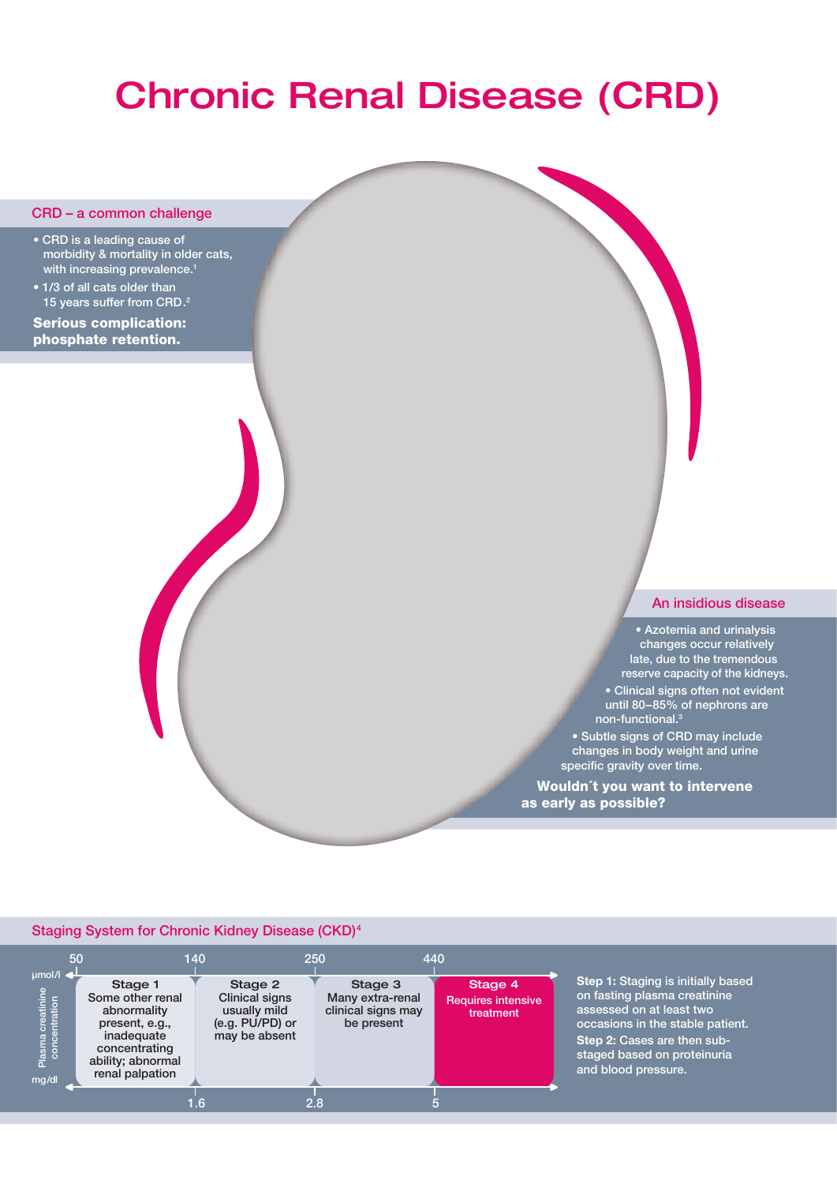# Chronic Renal Disease (CRD)

## CRD – a common challenge

- CRD is a leading cause of morbidity & mortality in older cats, with increasing prevalence.[1]
- 1/3 of all cats older than 15 years suffer from CRD.[2]

**Serious complication: phosphate retention.**

## An insidious disease

- Azotemia and urinalysis changes occur relatively late, due to the tremendous reserve capacity of the kidneys.
- Clinical signs often not evident until 80–85% of nephrons are non-functional.[3]
- Subtle signs of CRD may include changes in body weight and urine specific gravity over time.

**Wouldn´t you want to intervene as early as possible?**

## Staging System for Chronic Kidney Disease (CKD)[4]

Plasma creatinine concentration

| µmol/l | 50 – 140 | 140 – 250 | 250 – 440 | > 440 |
|---|---|---|---|---|
| | **Stage 1** Some other renal abnormality present, e.g., inadequate concentrating ability; abnormal renal palpation | **Stage 2** Clinical signs usually mild (e.g. PU/PD) or may be absent | **Stage 3** Many extra-renal clinical signs may be present | **Stage 4** Requires intensive treatment |
| mg/dl | < 1.6 | 1.6 – 2.8 | 2.8 – 5 | > 5 |

**Step 1:** Staging is initially based on fasting plasma creatinine assessed on at least two occasions in the stable patient.

**Step 2:** Cases are then sub-staged based on proteinuria and blood pressure.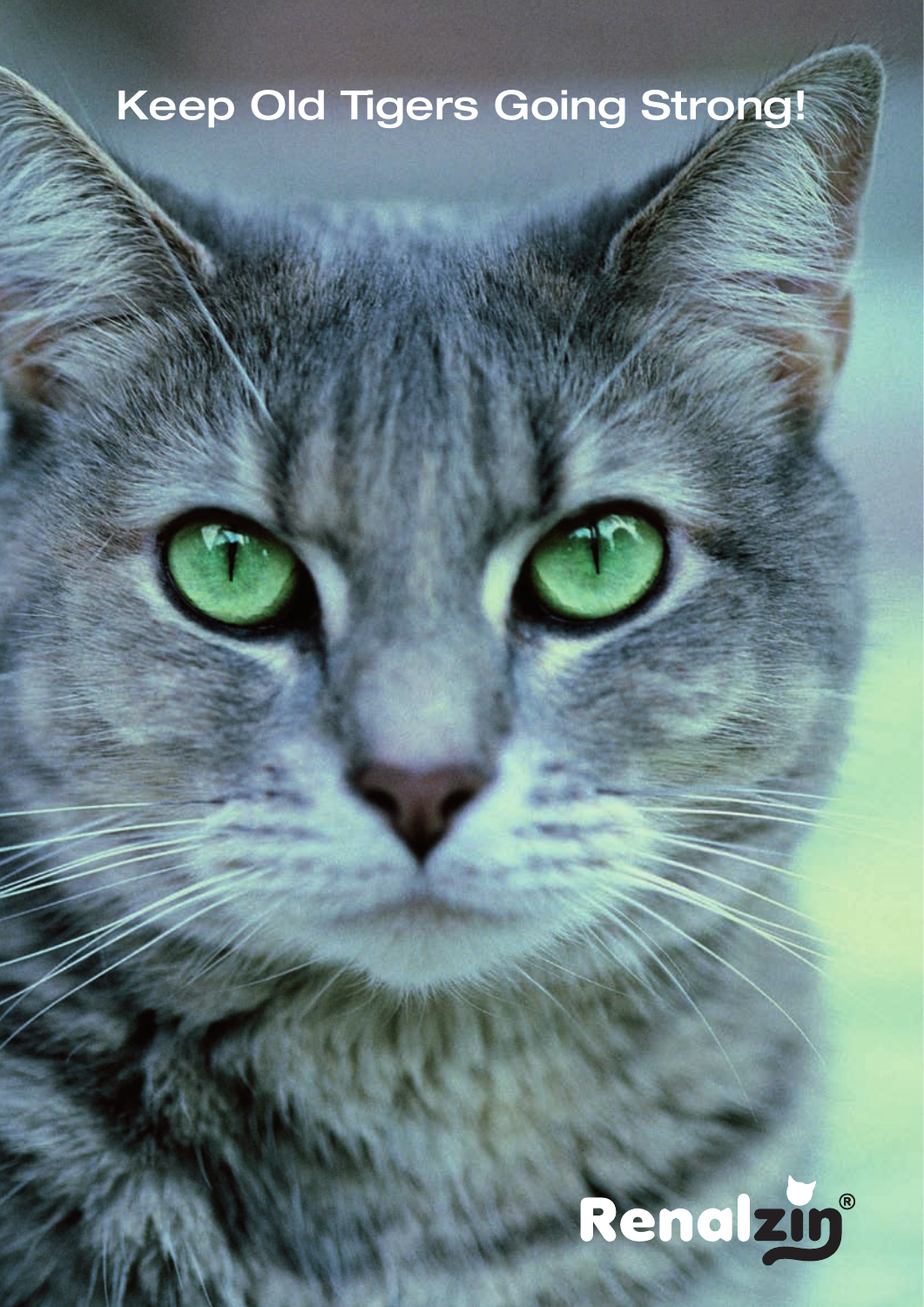# Keep Old Tigers Going Strong!

Renalzin®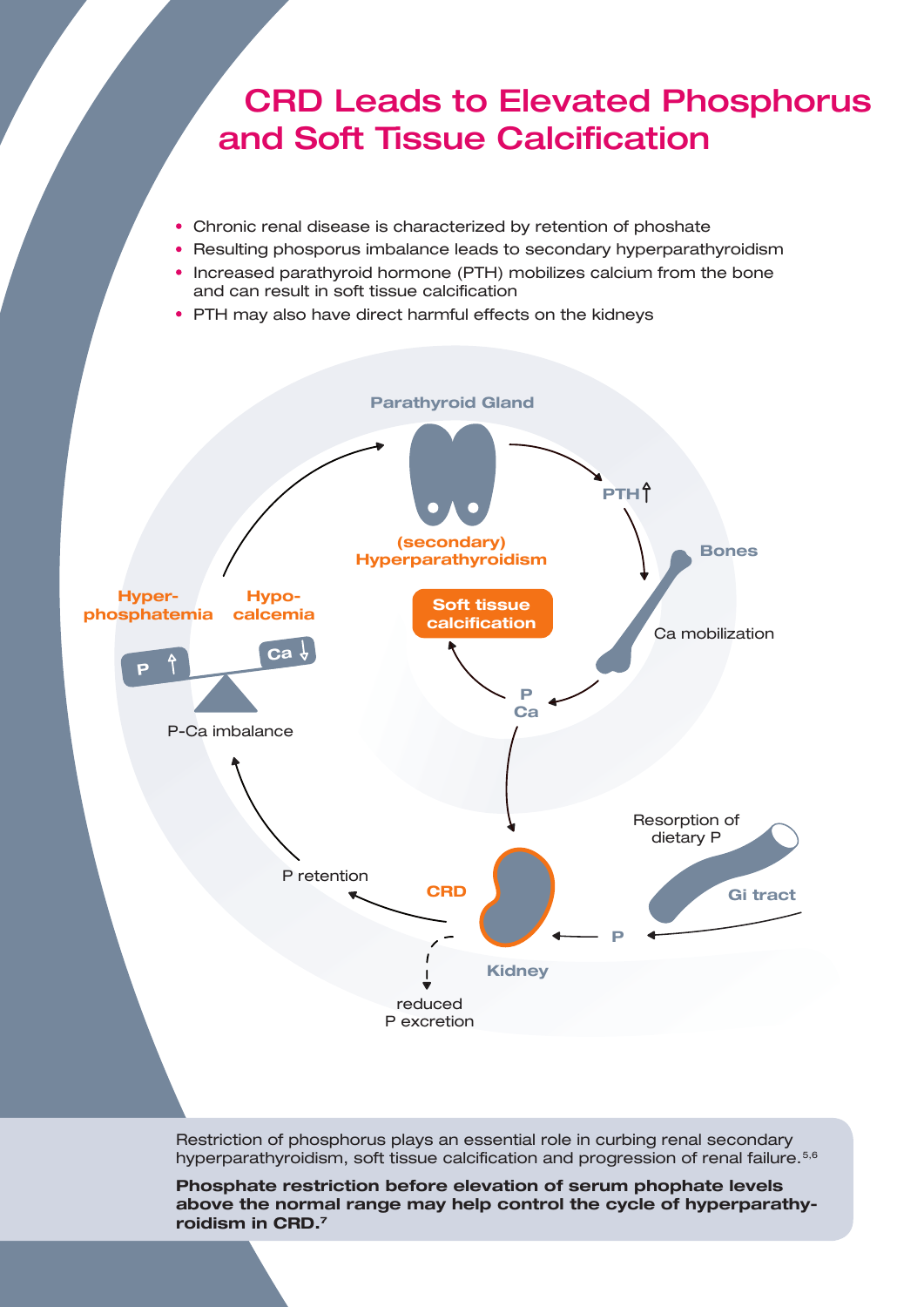# CRD Leads to Elevated Phosphorus and Soft Tissue Calcification

- Chronic renal disease is characterized by retention of phoshate
- Resulting phosporus imbalance leads to secondary hyperparathyroidism
- Increased parathyroid hormone (PTH) mobilizes calcium from the bone and can result in soft tissue calcification
- PTH may also have direct harmful effects on the kidneys

Parathyroid Gland

(secondary) Hyperparathyroidism

PTH ↑

Bones

Ca mobilization

Soft tissue calcification

P
Ca

Hyper-phosphatemia

Hypo-calcemia

P ↑

Ca ↓

P-Ca imbalance

P retention

CRD

Kidney

reduced P excretion

P

Resorption of dietary P

Gi tract

Restriction of phosphorus plays an essential role in curbing renal secondary hyperparathyroidism, soft tissue calcification and progression of renal failure.[5,6]

**Phosphate restriction before elevation of serum phophate levels above the normal range may help control the cycle of hyperparathyroidism in CRD.[7]**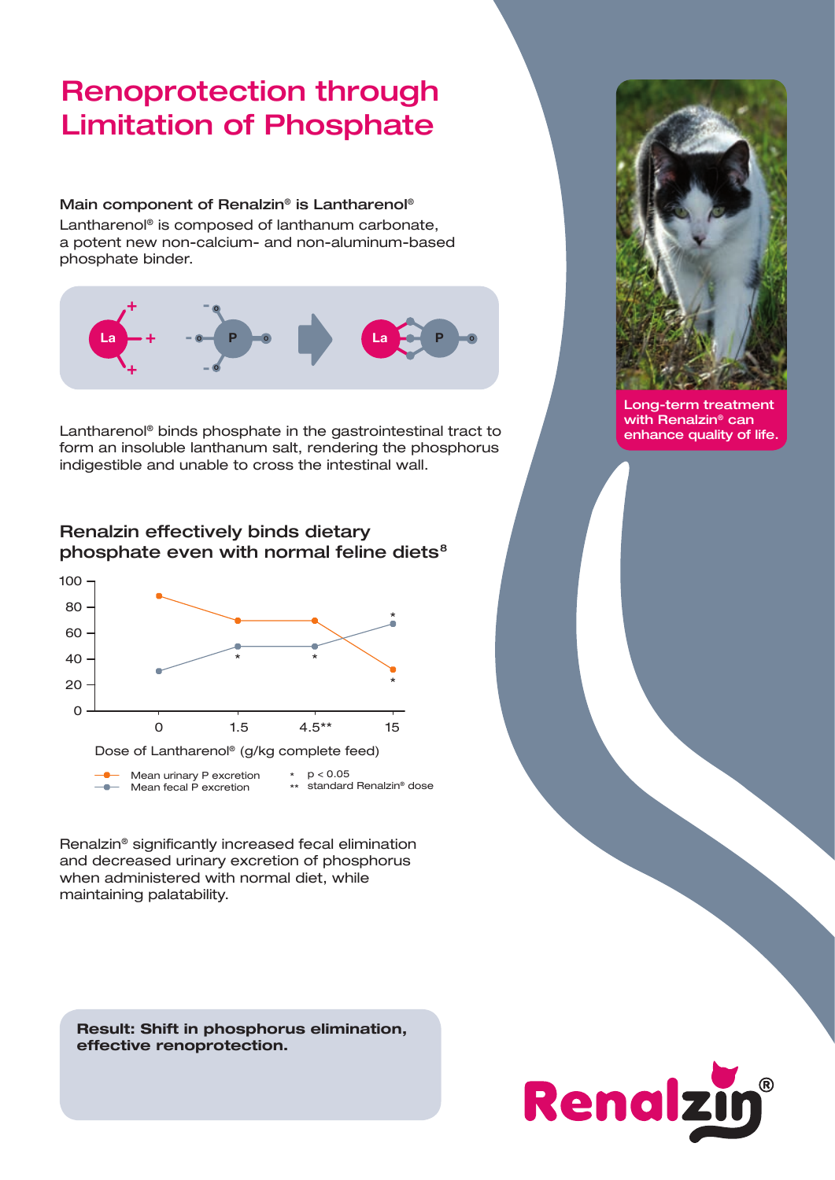# Renoprotection through Limitation of Phosphate

**Main component of Renalzin® is Lantharenol®**

Lantharenol® is composed of lanthanum carbonate, a potent new non-calcium- and non-aluminum-based phosphate binder.

Lantharenol® binds phosphate in the gastrointestinal tract to form an insoluble lanthanum salt, rendering the phosphorus indigestible and unable to cross the intestinal wall.

## Renalzin effectively binds dietary phosphate even with normal feline diets[8]

| Dose of Lantharenol® (g/kg complete feed) | 0 | 1.5 | 4.5** | 15 |
|---|---|---|---|---|
| Mean urinary P excretion | ~88 | ~70 | ~70 | ~32* |
| Mean fecal P excretion | ~31 | ~50* | ~50* | ~67* |

\* $p < 0.05$
\** standard Renalzin® dose

Renalzin® significantly increased fecal elimination and decreased urinary excretion of phosphorus when administered with normal diet, while maintaining palatability.

**Result: Shift in phosphorus elimination, effective renoprotection.**

Long-term treatment with Renalzin® can enhance quality of life.

Renalzin®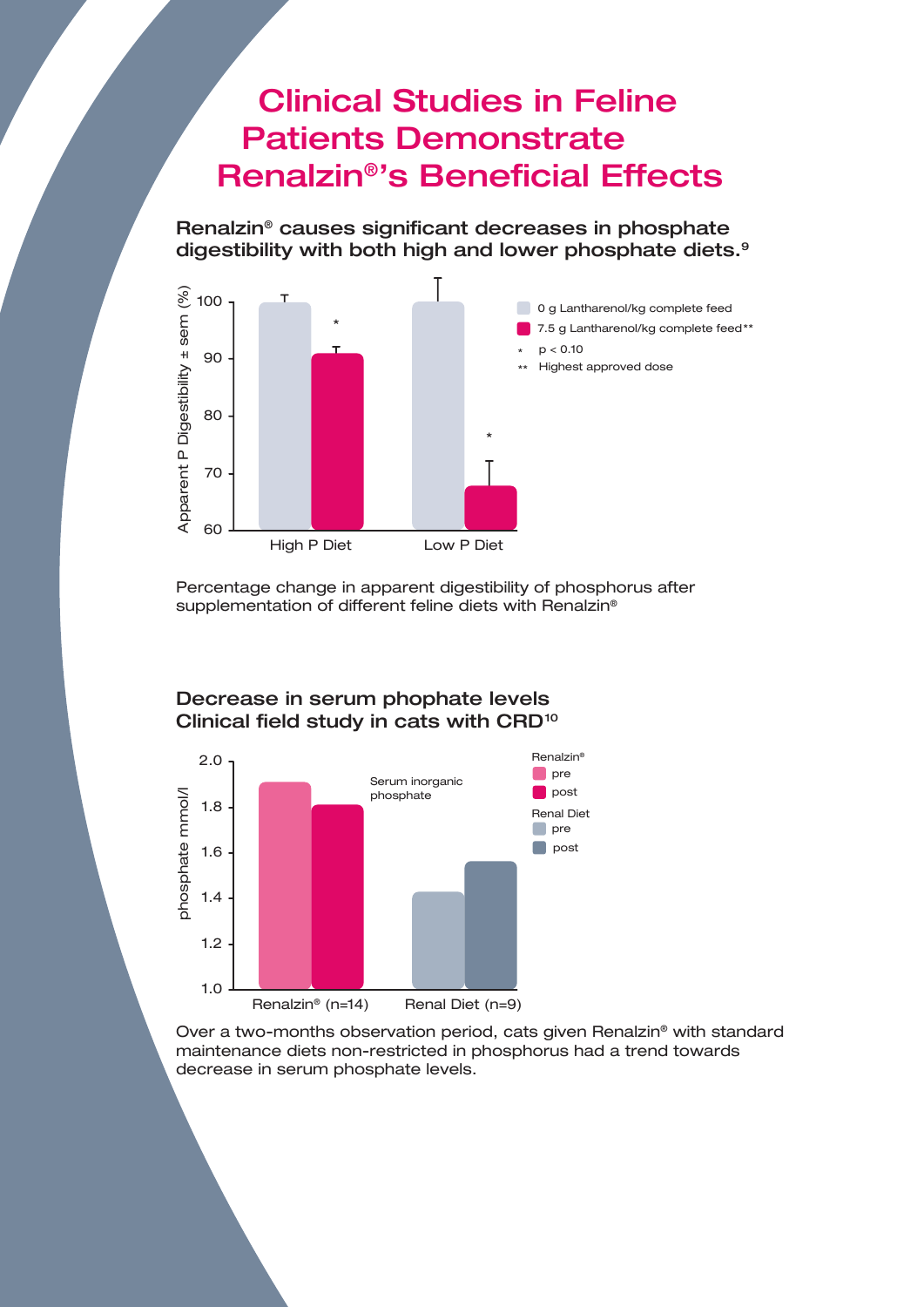# Clinical Studies in Feline Patients Demonstrate Renalzin®'s Beneficial Effects

**Renalzin® causes significant decreases in phosphate digestibility with both high and lower phosphate diets.[9]**

Apparent P Digestibility ± sem (%)

- 0 g Lantharenol/kg complete feed
- 7.5 g Lantharenol/kg complete feed**
- * $p < 0.10$
- ** Highest approved dose

High P Diet | Low P Diet

Percentage change in apparent digestibility of phosphorus after supplementation of different feline diets with Renalzin®

**Decrease in serum phophate levels**
**Clinical field study in cats with CRD[10]**

phosphate mmol/l

Serum inorganic phosphate

Renalzin®: pre, post
Renal Diet: pre, post

Renalzin® (n=14) | Renal Diet (n=9)

Over a two-months observation period, cats given Renalzin® with standard maintenance diets non-restricted in phosphorus had a trend towards decrease in serum phosphate levels.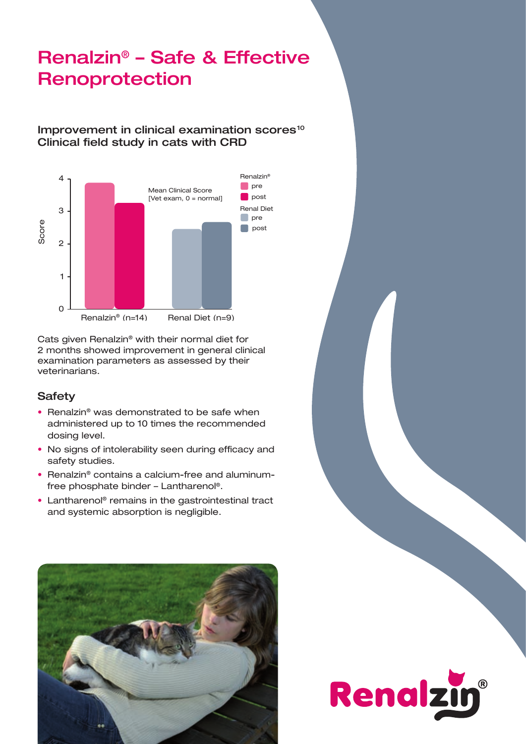# Renalzin® – Safe & Effective Renoprotection

### Improvement in clinical examination scores[10]
### Clinical field study in cats with CRD

Cats given Renalzin® with their normal diet for 2 months showed improvement in general clinical examination parameters as assessed by their veterinarians.

## Safety

- Renalzin® was demonstrated to be safe when administered up to 10 times the recommended dosing level.
- No signs of intolerability seen during efficacy and safety studies.
- Renalzin® contains a calcium-free and aluminum-free phosphate binder – Lantharenol®.
- Lantharenol® remains in the gastrointestinal tract and systemic absorption is negligible.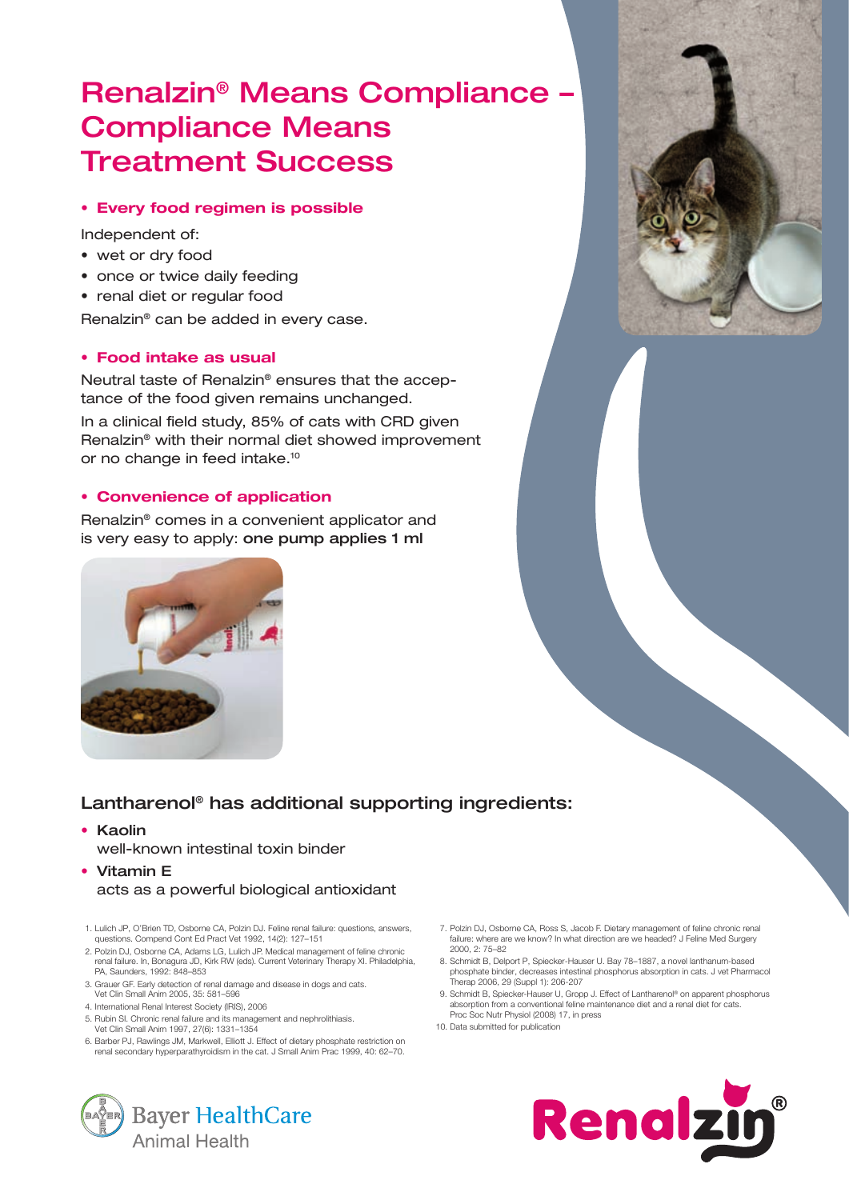# Renalzin® Means Compliance – Compliance Means Treatment Success

- **Every food regimen is possible**

Independent of:

- wet or dry food
- once or twice daily feeding
- renal diet or regular food

Renalzin® can be added in every case.

- **Food intake as usual**

Neutral taste of Renalzin® ensures that the acceptance of the food given remains unchanged.

In a clinical field study, 85% of cats with CRD given Renalzin® with their normal diet showed improvement or no change in feed intake.[10]

- **Convenience of application**

Renalzin® comes in a convenient applicator and is very easy to apply: **one pump applies 1 ml**

## Lantharenol® has additional supporting ingredients:

- **Kaolin**
  well-known intestinal toxin binder
- **Vitamin E**
  acts as a powerful biological antioxidant

1. Lulich JP, O'Brien TD, Osborne CA, Polzin DJ. Feline renal failure: questions, answers, questions. Compend Cont Ed Pract Vet 1992, 14(2): 127–151
2. Polzin DJ, Osborne CA, Adams LG, Lulich JP. Medical management of feline chronic renal failure. In, Bonagura JD, Kirk RW (eds). Current Veterinary Therapy XI. Philadelphia, PA, Saunders, 1992: 848–853
3. Grauer GF. Early detection of renal damage and disease in dogs and cats. Vet Clin Small Anim 2005, 35: 581–596
4. International Renal Interest Society (IRIS), 2006
5. Rubin SI. Chronic renal failure and its management and nephrolithiasis. Vet Clin Small Anim 1997, 27(6): 1331–1354
6. Barber PJ, Rawlings JM, Markwell, Elliott J. Effect of dietary phosphate restriction on renal secondary hyperparathyroidism in the cat. J Small Anim Prac 1999, 40: 62–70.
7. Polzin DJ, Osborne CA, Ross S, Jacob F. Dietary management of feline chronic renal failure: where are we know? In what direction are we headed? J Feline Med Surgery 2000, 2: 75–82
8. Schmidt B, Delport P, Spiecker-Hauser U. Bay 78–1887, a novel lanthanum-based phosphate binder, decreases intestinal phosphorus absorption in cats. J vet Pharmacol Therap 2006, 29 (Suppl 1): 206-207
9. Schmidt B, Spiecker-Hauser U, Gropp J. Effect of Lantharenol® on apparent phosphorus absorption from a conventional feline maintenance diet and a renal diet for cats. Proc Soc Nutr Physiol (2008) 17, in press
10. Data submitted for publication

Bayer HealthCare
Animal Health

Renalzin®